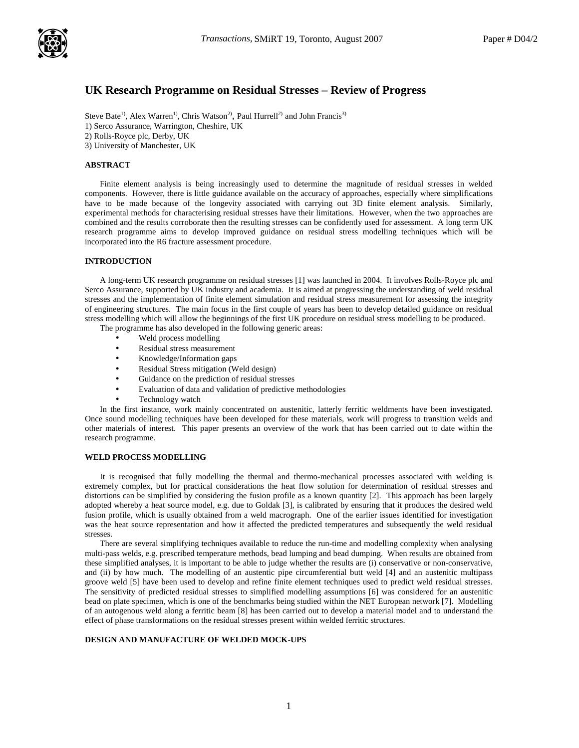# UK Research Programme on Residual Stresses – Review of Progress

Steve Bate[1)], Alex Warren[1)], Chris Watson[2)], Paul Hurrell[2)] and John Francis[3)]

1) Serco Assurance, Warrington, Cheshire, UK
2) Rolls-Royce plc, Derby, UK
3) University of Manchester, UK

## ABSTRACT

Finite element analysis is being increasingly used to determine the magnitude of residual stresses in welded components. However, there is little guidance available on the accuracy of approaches, especially where simplifications have to be made because of the longevity associated with carrying out 3D finite element analysis. Similarly, experimental methods for characterising residual stresses have their limitations. However, when the two approaches are combined and the results corroborate then the resulting stresses can be confidently used for assessment. A long term UK research programme aims to develop improved guidance on residual stress modelling techniques which will be incorporated into the R6 fracture assessment procedure.

## INTRODUCTION

A long-term UK research programme on residual stresses [1] was launched in 2004. It involves Rolls-Royce plc and Serco Assurance, supported by UK industry and academia. It is aimed at progressing the understanding of weld residual stresses and the implementation of finite element simulation and residual stress measurement for assessing the integrity of engineering structures. The main focus in the first couple of years has been to develop detailed guidance on residual stress modelling which will allow the beginnings of the first UK procedure on residual stress modelling to be produced.

The programme has also developed in the following generic areas:

- Weld process modelling
- Residual stress measurement
- Knowledge/Information gaps
- Residual Stress mitigation (Weld design)
- Guidance on the prediction of residual stresses
- Evaluation of data and validation of predictive methodologies
- Technology watch

In the first instance, work mainly concentrated on austenitic, latterly ferritic weldments have been investigated. Once sound modelling techniques have been developed for these materials, work will progress to transition welds and other materials of interest. This paper presents an overview of the work that has been carried out to date within the research programme.

## WELD PROCESS MODELLING

It is recognised that fully modelling the thermal and thermo-mechanical processes associated with welding is extremely complex, but for practical considerations the heat flow solution for determination of residual stresses and distortions can be simplified by considering the fusion profile as a known quantity [2]. This approach has been largely adopted whereby a heat source model, e.g. due to Goldak [3], is calibrated by ensuring that it produces the desired weld fusion profile, which is usually obtained from a weld macrograph. One of the earlier issues identified for investigation was the heat source representation and how it affected the predicted temperatures and subsequently the weld residual stresses.

There are several simplifying techniques available to reduce the run-time and modelling complexity when analysing multi-pass welds, e.g. prescribed temperature methods, bead lumping and bead dumping. When results are obtained from these simplified analyses, it is important to be able to judge whether the results are (i) conservative or non-conservative, and (ii) by how much. The modelling of an austentic pipe circumferential butt weld [4] and an austenitic multipass groove weld [5] have been used to develop and refine finite element techniques used to predict weld residual stresses. The sensitivity of predicted residual stresses to simplified modelling assumptions [6] was considered for an austenitic bead on plate specimen, which is one of the benchmarks being studied within the NET European network [7]. Modelling of an autogenous weld along a ferritic beam [8] has been carried out to develop a material model and to understand the effect of phase transformations on the residual stresses present within welded ferritic structures.

## DESIGN AND MANUFACTURE OF WELDED MOCK-UPS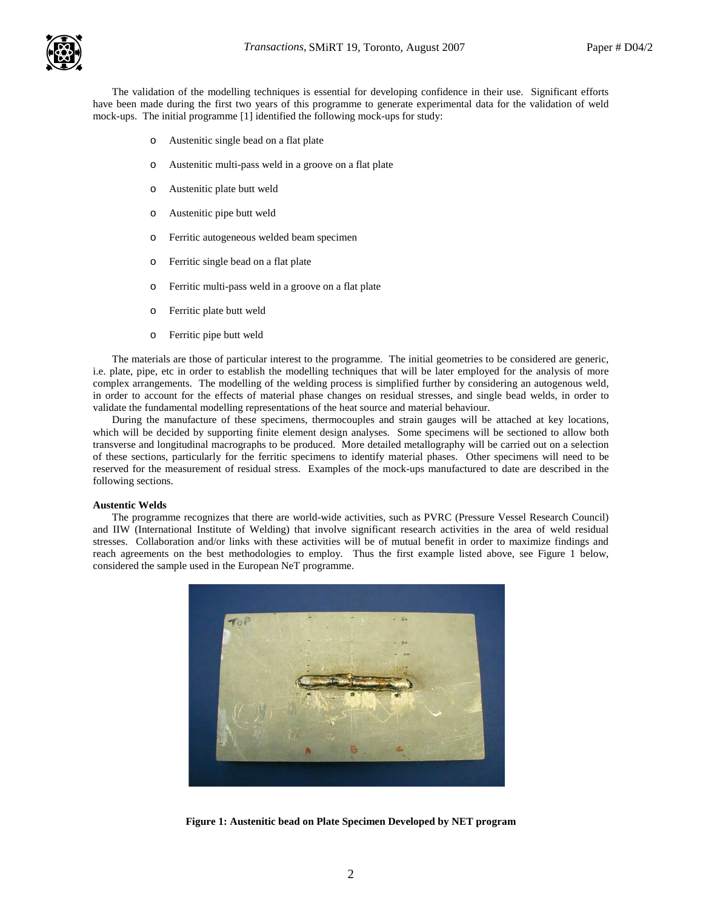The validation of the modelling techniques is essential for developing confidence in their use. Significant efforts have been made during the first two years of this programme to generate experimental data for the validation of weld mock-ups. The initial programme [1] identified the following mock-ups for study:

- Austenitic single bead on a flat plate
- Austenitic multi-pass weld in a groove on a flat plate
- Austenitic plate butt weld
- Austenitic pipe butt weld
- Ferritic autogeneous welded beam specimen
- Ferritic single bead on a flat plate
- Ferritic multi-pass weld in a groove on a flat plate
- Ferritic plate butt weld
- Ferritic pipe butt weld

The materials are those of particular interest to the programme. The initial geometries to be considered are generic, i.e. plate, pipe, etc in order to establish the modelling techniques that will be later employed for the analysis of more complex arrangements. The modelling of the welding process is simplified further by considering an autogenous weld, in order to account for the effects of material phase changes on residual stresses, and single bead welds, in order to validate the fundamental modelling representations of the heat source and material behaviour.

During the manufacture of these specimens, thermocouples and strain gauges will be attached at key locations, which will be decided by supporting finite element design analyses. Some specimens will be sectioned to allow both transverse and longitudinal macrographs to be produced. More detailed metallography will be carried out on a selection of these sections, particularly for the ferritic specimens to identify material phases. Other specimens will need to be reserved for the measurement of residual stress. Examples of the mock-ups manufactured to date are described in the following sections.

**Austentic Welds**

The programme recognizes that there are world-wide activities, such as PVRC (Pressure Vessel Research Council) and IIW (International Institute of Welding) that involve significant research activities in the area of weld residual stresses. Collaboration and/or links with these activities will be of mutual benefit in order to maximize findings and reach agreements on the best methodologies to employ. Thus the first example listed above, see Figure 1 below, considered the sample used in the European NeT programme.

**Figure 1: Austenitic bead on Plate Specimen Developed by NET program**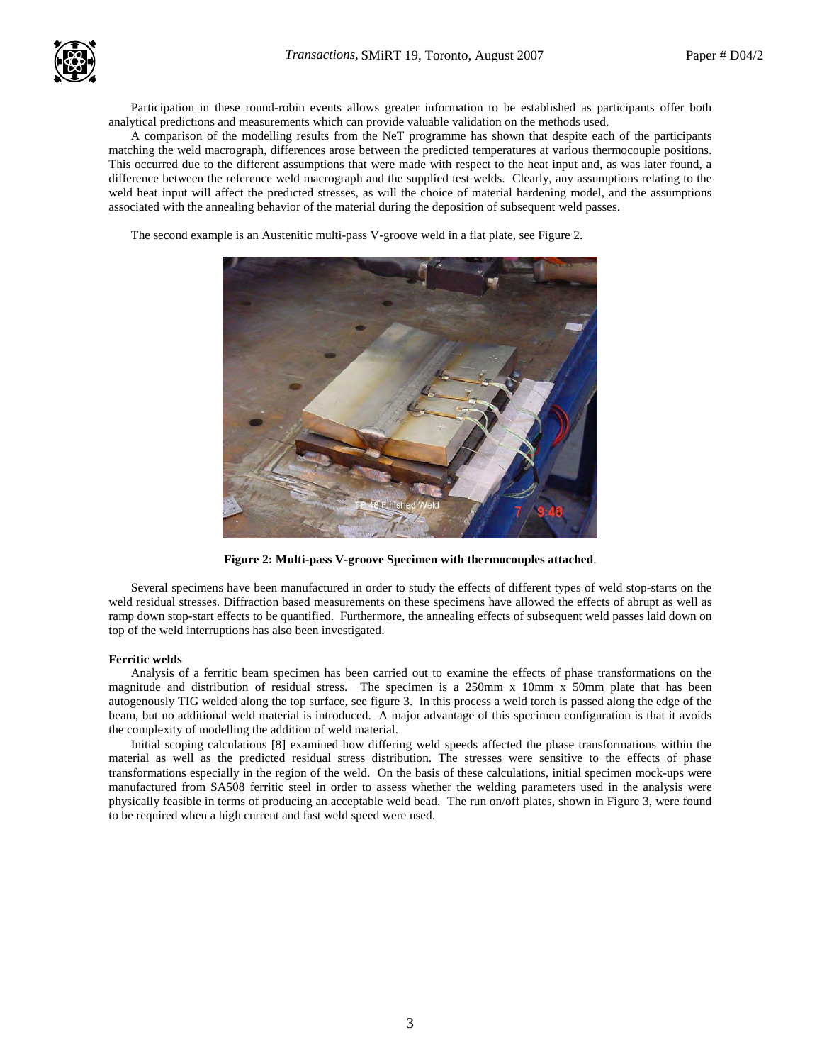Participation in these round-robin events allows greater information to be established as participants offer both analytical predictions and measurements which can provide valuable validation on the methods used.

A comparison of the modelling results from the NeT programme has shown that despite each of the participants matching the weld macrograph, differences arose between the predicted temperatures at various thermocouple positions. This occurred due to the different assumptions that were made with respect to the heat input and, as was later found, a difference between the reference weld macrograph and the supplied test welds. Clearly, any assumptions relating to the weld heat input will affect the predicted stresses, as will the choice of material hardening model, and the assumptions associated with the annealing behavior of the material during the deposition of subsequent weld passes.

The second example is an Austenitic multi-pass V-groove weld in a flat plate, see Figure 2.

**Figure 2: Multi-pass V-groove Specimen with thermocouples attached**.

Several specimens have been manufactured in order to study the effects of different types of weld stop-starts on the weld residual stresses. Diffraction based measurements on these specimens have allowed the effects of abrupt as well as ramp down stop-start effects to be quantified. Furthermore, the annealing effects of subsequent weld passes laid down on top of the weld interruptions has also been investigated.

**Ferritic welds**

Analysis of a ferritic beam specimen has been carried out to examine the effects of phase transformations on the magnitude and distribution of residual stress. The specimen is a 250mm x 10mm x 50mm plate that has been autogenously TIG welded along the top surface, see figure 3. In this process a weld torch is passed along the edge of the beam, but no additional weld material is introduced. A major advantage of this specimen configuration is that it avoids the complexity of modelling the addition of weld material.

Initial scoping calculations [8] examined how differing weld speeds affected the phase transformations within the material as well as the predicted residual stress distribution. The stresses were sensitive to the effects of phase transformations especially in the region of the weld. On the basis of these calculations, initial specimen mock-ups were manufactured from SA508 ferritic steel in order to assess whether the welding parameters used in the analysis were physically feasible in terms of producing an acceptable weld bead. The run on/off plates, shown in Figure 3, were found to be required when a high current and fast weld speed were used.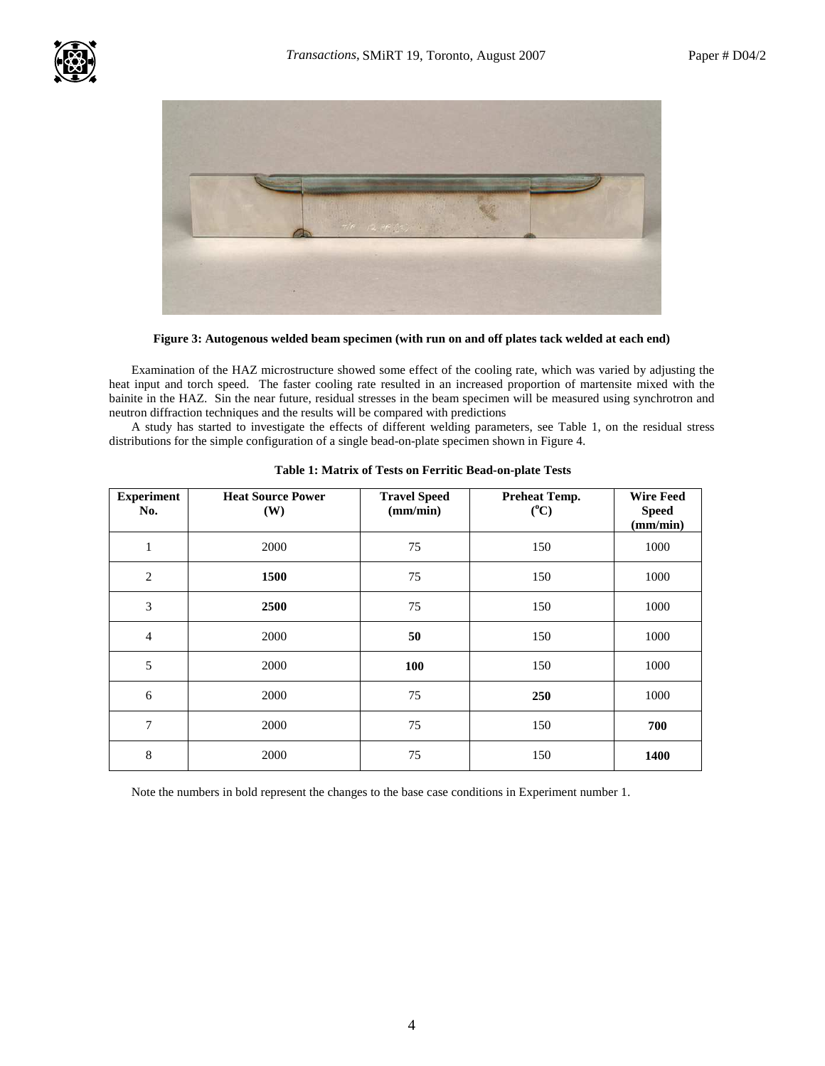**Figure 3: Autogenous welded beam specimen (with run on and off plates tack welded at each end)**

Examination of the HAZ microstructure showed some effect of the cooling rate, which was varied by adjusting the heat input and torch speed. The faster cooling rate resulted in an increased proportion of martensite mixed with the bainite in the HAZ. Sin the near future, residual stresses in the beam specimen will be measured using synchrotron and neutron diffraction techniques and the results will be compared with predictions

A study has started to investigate the effects of different welding parameters, see Table 1, on the residual stress distributions for the simple configuration of a single bead-on-plate specimen shown in Figure 4.

**Table 1: Matrix of Tests on Ferritic Bead-on-plate Tests**

| Experiment No. | Heat Source Power (W) | Travel Speed (mm/min) | Preheat Temp. ($^{o}$C) | Wire Feed Speed (mm/min) |
|---|---|---|---|---|
| 1 | 2000 | 75 | 150 | 1000 |
| 2 | **1500** | 75 | 150 | 1000 |
| 3 | **2500** | 75 | 150 | 1000 |
| 4 | 2000 | **50** | 150 | 1000 |
| 5 | 2000 | **100** | 150 | 1000 |
| 6 | 2000 | 75 | **250** | 1000 |
| 7 | 2000 | 75 | 150 | **700** |
| 8 | 2000 | 75 | 150 | **1400** |

Note the numbers in bold represent the changes to the base case conditions in Experiment number 1.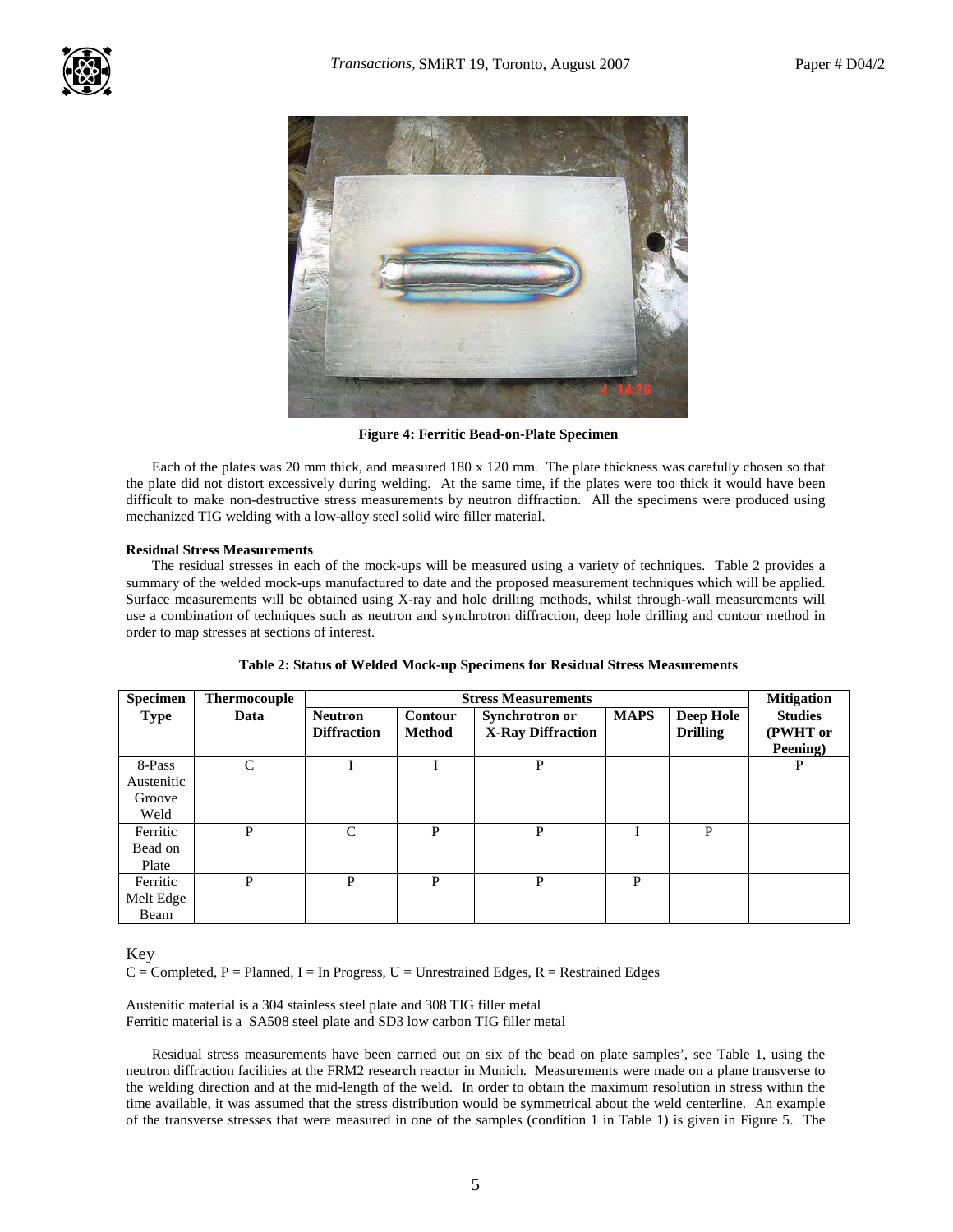Figure 4: Ferritic Bead-on-Plate Specimen

Each of the plates was 20 mm thick, and measured 180 x 120 mm. The plate thickness was carefully chosen so that the plate did not distort excessively during welding. At the same time, if the plates were too thick it would have been difficult to make non-destructive stress measurements by neutron diffraction. All the specimens were produced using mechanized TIG welding with a low-alloy steel solid wire filler material.

**Residual Stress Measurements**

The residual stresses in each of the mock-ups will be measured using a variety of techniques. Table 2 provides a summary of the welded mock-ups manufactured to date and the proposed measurement techniques which will be applied. Surface measurements will be obtained using X-ray and hole drilling methods, whilst through-wall measurements will use a combination of techniques such as neutron and synchrotron diffraction, deep hole drilling and contour method in order to map stresses at sections of interest.

**Table 2: Status of Welded Mock-up Specimens for Residual Stress Measurements**

| Specimen Type | Thermocouple Data | Stress Measurements | | | | | Mitigation Studies (PWHT or Peening) |
|---|---|---|---|---|---|---|---|
| | | Neutron Diffraction | Contour Method | Synchrotron or X-Ray Diffraction | MAPS | Deep Hole Drilling | |
| 8-Pass Austenitic Groove Weld | C | I | I | P | | | P |
| Ferritic Bead on Plate | P | C | P | P | I | P | |
| Ferritic Melt Edge Beam | P | P | P | P | P | | |

Key
C = Completed, P = Planned, I = In Progress, U = Unrestrained Edges, R = Restrained Edges

Austenitic material is a 304 stainless steel plate and 308 TIG filler metal
Ferritic material is a SA508 steel plate and SD3 low carbon TIG filler metal

Residual stress measurements have been carried out on six of the bead on plate samples', see Table 1, using the neutron diffraction facilities at the FRM2 research reactor in Munich. Measurements were made on a plane transverse to the welding direction and at the mid-length of the weld. In order to obtain the maximum resolution in stress within the time available, it was assumed that the stress distribution would be symmetrical about the weld centerline. An example of the transverse stresses that were measured in one of the samples (condition 1 in Table 1) is given in Figure 5. The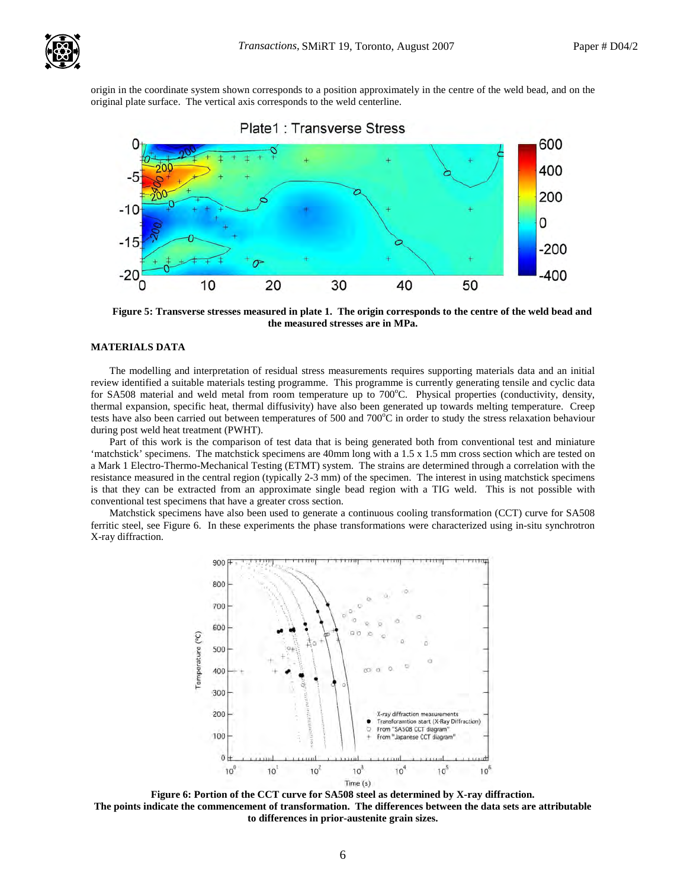origin in the coordinate system shown corresponds to a position approximately in the centre of the weld bead, and on the original plate surface. The vertical axis corresponds to the weld centerline.

**Figure 5: Transverse stresses measured in plate 1. The origin corresponds to the centre of the weld bead and the measured stresses are in MPa.**

## MATERIALS DATA

The modelling and interpretation of residual stress measurements requires supporting materials data and an initial review identified a suitable materials testing programme. This programme is currently generating tensile and cyclic data for SA508 material and weld metal from room temperature up to 700°C. Physical properties (conductivity, density, thermal expansion, specific heat, thermal diffusivity) have also been generated up towards melting temperature. Creep tests have also been carried out between temperatures of 500 and 700°C in order to study the stress relaxation behaviour during post weld heat treatment (PWHT).

Part of this work is the comparison of test data that is being generated both from conventional test and miniature 'matchstick' specimens. The matchstick specimens are 40mm long with a 1.5 x 1.5 mm cross section which are tested on a Mark 1 Electro-Thermo-Mechanical Testing (ETMT) system. The strains are determined through a correlation with the resistance measured in the central region (typically 2-3 mm) of the specimen. The interest in using matchstick specimens is that they can be extracted from an approximate single bead region with a TIG weld. This is not possible with conventional test specimens that have a greater cross section.

Matchstick specimens have also been used to generate a continuous cooling transformation (CCT) curve for SA508 ferritic steel, see Figure 6. In these experiments the phase transformations were characterized using in-situ synchrotron X-ray diffraction.

**Figure 6: Portion of the CCT curve for SA508 steel as determined by X-ray diffraction. The points indicate the commencement of transformation. The differences between the data sets are attributable to differences in prior-austenite grain sizes.**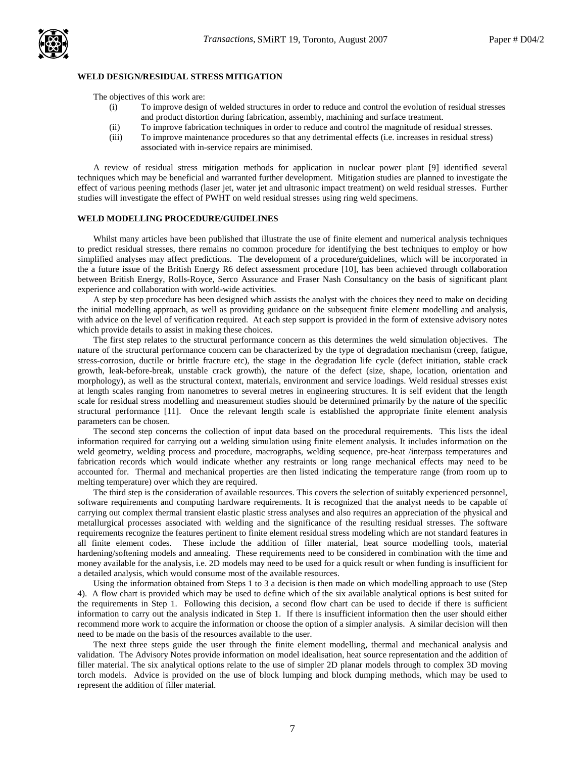### WELD DESIGN/RESIDUAL STRESS MITIGATION

The objectives of this work are:

(i) To improve design of welded structures in order to reduce and control the evolution of residual stresses and product distortion during fabrication, assembly, machining and surface treatment.

(ii) To improve fabrication techniques in order to reduce and control the magnitude of residual stresses.

(iii) To improve maintenance procedures so that any detrimental effects (i.e. increases in residual stress) associated with in-service repairs are minimised.

A review of residual stress mitigation methods for application in nuclear power plant [9] identified several techniques which may be beneficial and warranted further development. Mitigation studies are planned to investigate the effect of various peening methods (laser jet, water jet and ultrasonic impact treatment) on weld residual stresses. Further studies will investigate the effect of PWHT on weld residual stresses using ring weld specimens.

### WELD MODELLING PROCEDURE/GUIDELINES

Whilst many articles have been published that illustrate the use of finite element and numerical analysis techniques to predict residual stresses, there remains no common procedure for identifying the best techniques to employ or how simplified analyses may affect predictions. The development of a procedure/guidelines, which will be incorporated in the a future issue of the British Energy R6 defect assessment procedure [10], has been achieved through collaboration between British Energy, Rolls-Royce, Serco Assurance and Fraser Nash Consultancy on the basis of significant plant experience and collaboration with world-wide activities.

A step by step procedure has been designed which assists the analyst with the choices they need to make on deciding the initial modelling approach, as well as providing guidance on the subsequent finite element modelling and analysis, with advice on the level of verification required. At each step support is provided in the form of extensive advisory notes which provide details to assist in making these choices.

The first step relates to the structural performance concern as this determines the weld simulation objectives. The nature of the structural performance concern can be characterized by the type of degradation mechanism (creep, fatigue, stress-corrosion, ductile or brittle fracture etc), the stage in the degradation life cycle (defect initiation, stable crack growth, leak-before-break, unstable crack growth), the nature of the defect (size, shape, location, orientation and morphology), as well as the structural context, materials, environment and service loadings. Weld residual stresses exist at length scales ranging from nanometres to several metres in engineering structures. It is self evident that the length scale for residual stress modelling and measurement studies should be determined primarily by the nature of the specific structural performance [11]. Once the relevant length scale is established the appropriate finite element analysis parameters can be chosen.

The second step concerns the collection of input data based on the procedural requirements. This lists the ideal information required for carrying out a welding simulation using finite element analysis. It includes information on the weld geometry, welding process and procedure, macrographs, welding sequence, pre-heat /interpass temperatures and fabrication records which would indicate whether any restraints or long range mechanical effects may need to be accounted for. Thermal and mechanical properties are then listed indicating the temperature range (from room up to melting temperature) over which they are required.

The third step is the consideration of available resources. This covers the selection of suitably experienced personnel, software requirements and computing hardware requirements. It is recognized that the analyst needs to be capable of carrying out complex thermal transient elastic plastic stress analyses and also requires an appreciation of the physical and metallurgical processes associated with welding and the significance of the resulting residual stresses. The software requirements recognize the features pertinent to finite element residual stress modeling which are not standard features in all finite element codes. These include the addition of filler material, heat source modelling tools, material hardening/softening models and annealing. These requirements need to be considered in combination with the time and money available for the analysis, i.e. 2D models may need to be used for a quick result or when funding is insufficient for a detailed analysis, which would consume most of the available resources.

Using the information obtained from Steps 1 to 3 a decision is then made on which modelling approach to use (Step 4). A flow chart is provided which may be used to define which of the six available analytical options is best suited for the requirements in Step 1. Following this decision, a second flow chart can be used to decide if there is sufficient information to carry out the analysis indicated in Step 1. If there is insufficient information then the user should either recommend more work to acquire the information or choose the option of a simpler analysis. A similar decision will then need to be made on the basis of the resources available to the user.

The next three steps guide the user through the finite element modelling, thermal and mechanical analysis and validation. The Advisory Notes provide information on model idealisation, heat source representation and the addition of filler material. The six analytical options relate to the use of simpler 2D planar models through to complex 3D moving torch models. Advice is provided on the use of block lumping and block dumping methods, which may be used to represent the addition of filler material.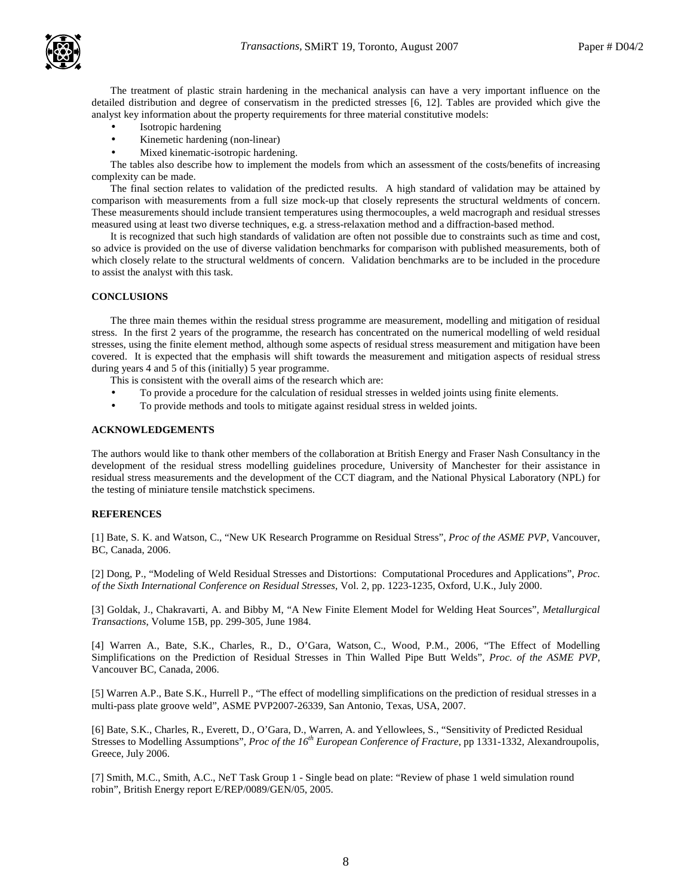The treatment of plastic strain hardening in the mechanical analysis can have a very important influence on the detailed distribution and degree of conservatism in the predicted stresses [6, 12]. Tables are provided which give the analyst key information about the property requirements for three material constitutive models:

- Isotropic hardening
- Kinemetic hardening (non-linear)
- Mixed kinematic-isotropic hardening.

The tables also describe how to implement the models from which an assessment of the costs/benefits of increasing complexity can be made.

The final section relates to validation of the predicted results. A high standard of validation may be attained by comparison with measurements from a full size mock-up that closely represents the structural weldments of concern. These measurements should include transient temperatures using thermocouples, a weld macrograph and residual stresses measured using at least two diverse techniques, e.g. a stress-relaxation method and a diffraction-based method.

It is recognized that such high standards of validation are often not possible due to constraints such as time and cost, so advice is provided on the use of diverse validation benchmarks for comparison with published measurements, both of which closely relate to the structural weldments of concern. Validation benchmarks are to be included in the procedure to assist the analyst with this task.

## CONCLUSIONS

The three main themes within the residual stress programme are measurement, modelling and mitigation of residual stress. In the first 2 years of the programme, the research has concentrated on the numerical modelling of weld residual stresses, using the finite element method, although some aspects of residual stress measurement and mitigation have been covered. It is expected that the emphasis will shift towards the measurement and mitigation aspects of residual stress during years 4 and 5 of this (initially) 5 year programme.

This is consistent with the overall aims of the research which are:

- To provide a procedure for the calculation of residual stresses in welded joints using finite elements.
- To provide methods and tools to mitigate against residual stress in welded joints.

## ACKNOWLEDGEMENTS

The authors would like to thank other members of the collaboration at British Energy and Fraser Nash Consultancy in the development of the residual stress modelling guidelines procedure, University of Manchester for their assistance in residual stress measurements and the development of the CCT diagram, and the National Physical Laboratory (NPL) for the testing of miniature tensile matchstick specimens.

## REFERENCES

[1] Bate, S. K. and Watson, C., "New UK Research Programme on Residual Stress", *Proc of the ASME PVP*, Vancouver, BC, Canada, 2006.

[2] Dong, P., "Modeling of Weld Residual Stresses and Distortions: Computational Procedures and Applications", *Proc. of the Sixth International Conference on Residual Stresses*, Vol. 2, pp. 1223-1235, Oxford, U.K., July 2000.

[3] Goldak, J., Chakravarti, A. and Bibby M, "A New Finite Element Model for Welding Heat Sources", *Metallurgical Transactions*, Volume 15B, pp. 299-305, June 1984.

[4] Warren A., Bate, S.K., Charles, R., D., O'Gara, Watson, C., Wood, P.M., 2006, "The Effect of Modelling Simplifications on the Prediction of Residual Stresses in Thin Walled Pipe Butt Welds", *Proc. of the ASME PVP*, Vancouver BC, Canada, 2006.

[5] Warren A.P., Bate S.K., Hurrell P., "The effect of modelling simplifications on the prediction of residual stresses in a multi-pass plate groove weld", ASME PVP2007-26339, San Antonio, Texas, USA, 2007.

[6] Bate, S.K., Charles, R., Everett, D., O'Gara, D., Warren, A. and Yellowlees, S., "Sensitivity of Predicted Residual Stresses to Modelling Assumptions", *Proc of the 16th European Conference of Fracture*, pp 1331-1332, Alexandroupolis, Greece, July 2006.

[7] Smith, M.C., Smith, A.C., NeT Task Group 1 - Single bead on plate: "Review of phase 1 weld simulation round robin", British Energy report E/REP/0089/GEN/05, 2005.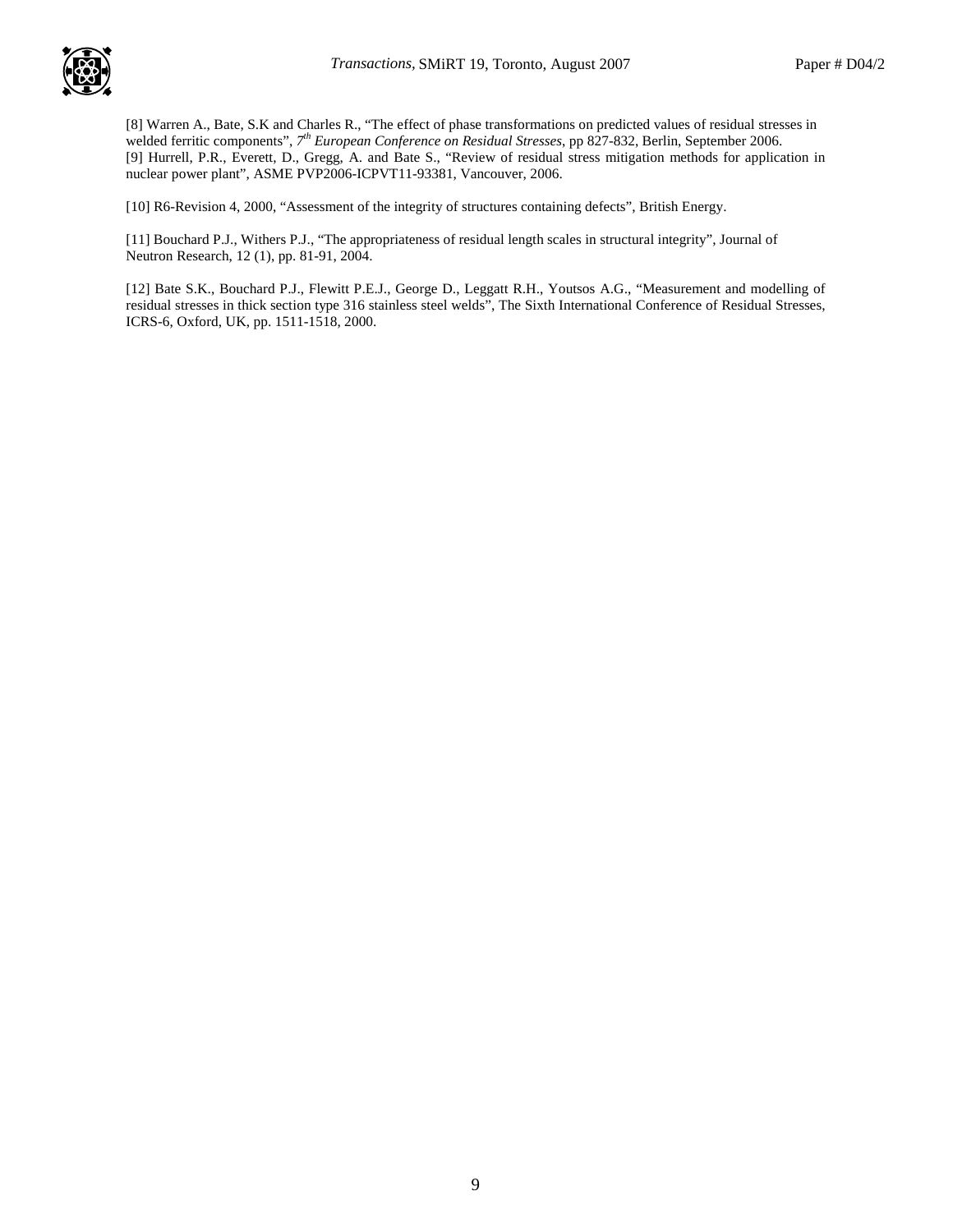[8] Warren A., Bate, S.K and Charles R., "The effect of phase transformations on predicted values of residual stresses in welded ferritic components", *7th European Conference on Residual Stresses*, pp 827-832, Berlin, September 2006.

[9] Hurrell, P.R., Everett, D., Gregg, A. and Bate S., "Review of residual stress mitigation methods for application in nuclear power plant", ASME PVP2006-ICPVT11-93381, Vancouver, 2006.

[10] R6-Revision 4, 2000, "Assessment of the integrity of structures containing defects", British Energy.

[11] Bouchard P.J., Withers P.J., "The appropriateness of residual length scales in structural integrity", Journal of Neutron Research, 12 (1), pp. 81-91, 2004.

[12] Bate S.K., Bouchard P.J., Flewitt P.E.J., George D., Leggatt R.H., Youtsos A.G., "Measurement and modelling of residual stresses in thick section type 316 stainless steel welds", The Sixth International Conference of Residual Stresses, ICRS-6, Oxford, UK, pp. 1511-1518, 2000.